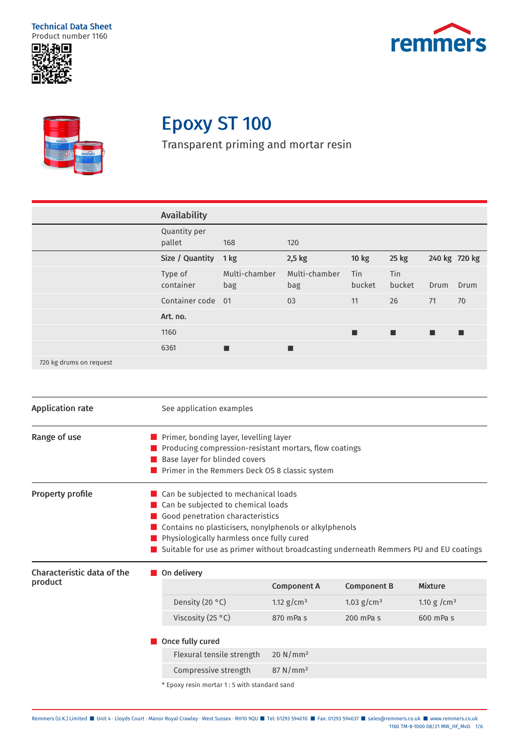Technical Data Sheet
Product number 1160

# Epoxy ST 100

Transparent priming and mortar resin

| Availability | | | | | | |
|---|---|---|---|---|---|---|
| Quantity per pallet | 168 | 120 | | | | |
| **Size / Quantity** | **1 kg** | **2,5 kg** | **10 kg** | **25 kg** | **240 kg** | **720 kg** |
| Type of container | Multi-chamber bag | Multi-chamber bag | Tin bucket | Tin bucket | Drum | Drum |
| Container code | 01 | 03 | 11 | 26 | 71 | 70 |
| **Art. no.** | | | | | | |
| 1160 | | | ■ | ■ | ■ | ■ |
| 6361 | ■ | ■ | | | | |

720 kg drums on request

## Application rate

See application examples

## Range of use

- Primer, bonding layer, levelling layer
- Producing compression-resistant mortars, flow coatings
- Base layer for blinded covers
- Primer in the Remmers Deck OS 8 classic system

## Property profile

- Can be subjected to mechanical loads
- Can be subjected to chemical loads
- Good penetration characteristics
- Contains no plasticisers, nonylphenols or alkylphenols
- Physiologically harmless once fully cured
- Suitable for use as primer without broadcasting underneath Remmers PU and EU coatings

## Characteristic data of the product

- **On delivery**

| | Component A | Component B | Mixture |
|---|---|---|---|
| Density (20 °C) | 1.12 g/cm³ | 1.03 g/cm³ | 1.10 g /cm³ |
| Viscosity (25 °C) | 870 mPa s | 200 mPa s | 600 mPa s |

- **Once fully cured**

| | |
|---|---|
| Flexural tensile strength | 20 N/mm² |
| Compressive strength | 87 N/mm² |

\* Epoxy resin mortar 1 : 5 with standard sand

Remmers (U.K.) Limited ■ Unit 4 · Lloyds Court · Manor Royal Crawley · West Sussex · RH10 9QU ■ Tel: 01293 594010 ■ Fax: 01293 594037 ■ sales@remmers.co.uk ■ www.remmers.co.uk
1160 TM-8-1000 08/21 MW_HF_MvD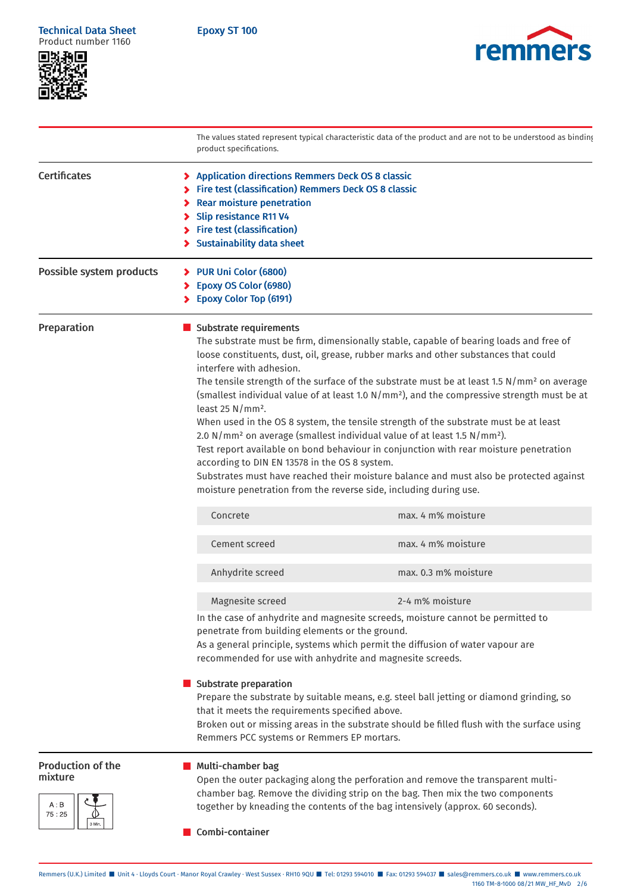The values stated represent typical characteristic data of the product and are not to be understood as binding product specifications.

## Certificates

- Application directions Remmers Deck OS 8 classic
- Fire test (classification) Remmers Deck OS 8 classic
- Rear moisture penetration
- Slip resistance R11 V4
- Fire test (classification)
- Sustainability data sheet

## Possible system products

- PUR Uni Color (6800)
- Epoxy OS Color (6980)
- Epoxy Color Top (6191)

## Preparation

### Substrate requirements

The substrate must be firm, dimensionally stable, capable of bearing loads and free of loose constituents, dust, oil, grease, rubber marks and other substances that could interfere with adhesion.

The tensile strength of the surface of the substrate must be at least 1.5 N/mm² on average (smallest individual value of at least 1.0 N/mm²), and the compressive strength must be at least 25 N/mm².

When used in the OS 8 system, the tensile strength of the substrate must be at least 2.0 N/mm² on average (smallest individual value of at least 1.5 N/mm²).

Test report available on bond behaviour in conjunction with rear moisture penetration according to DIN EN 13578 in the OS 8 system.

Substrates must have reached their moisture balance and must also be protected against moisture penetration from the reverse side, including during use.

| | |
|---|---|
| Concrete | max. 4 m% moisture |
| Cement screed | max. 4 m% moisture |
| Anhydrite screed | max. 0.3 m% moisture |
| Magnesite screed | 2-4 m% moisture |

In the case of anhydrite and magnesite screeds, moisture cannot be permitted to penetrate from building elements or the ground.

As a general principle, systems which permit the diffusion of water vapour are recommended for use with anhydrite and magnesite screeds.

### Substrate preparation

Prepare the substrate by suitable means, e.g. steel ball jetting or diamond grinding, so that it meets the requirements specified above.

Broken out or missing areas in the substrate should be filled flush with the surface using Remmers PCC systems or Remmers EP mortars.

## Production of the mixture

A : B
75 : 25

3 Min.

### Multi-chamber bag

Open the outer packaging along the perforation and remove the transparent multi-chamber bag. Remove the dividing strip on the bag. Then mix the two components together by kneading the contents of the bag intensively (approx. 60 seconds).

### Combi-container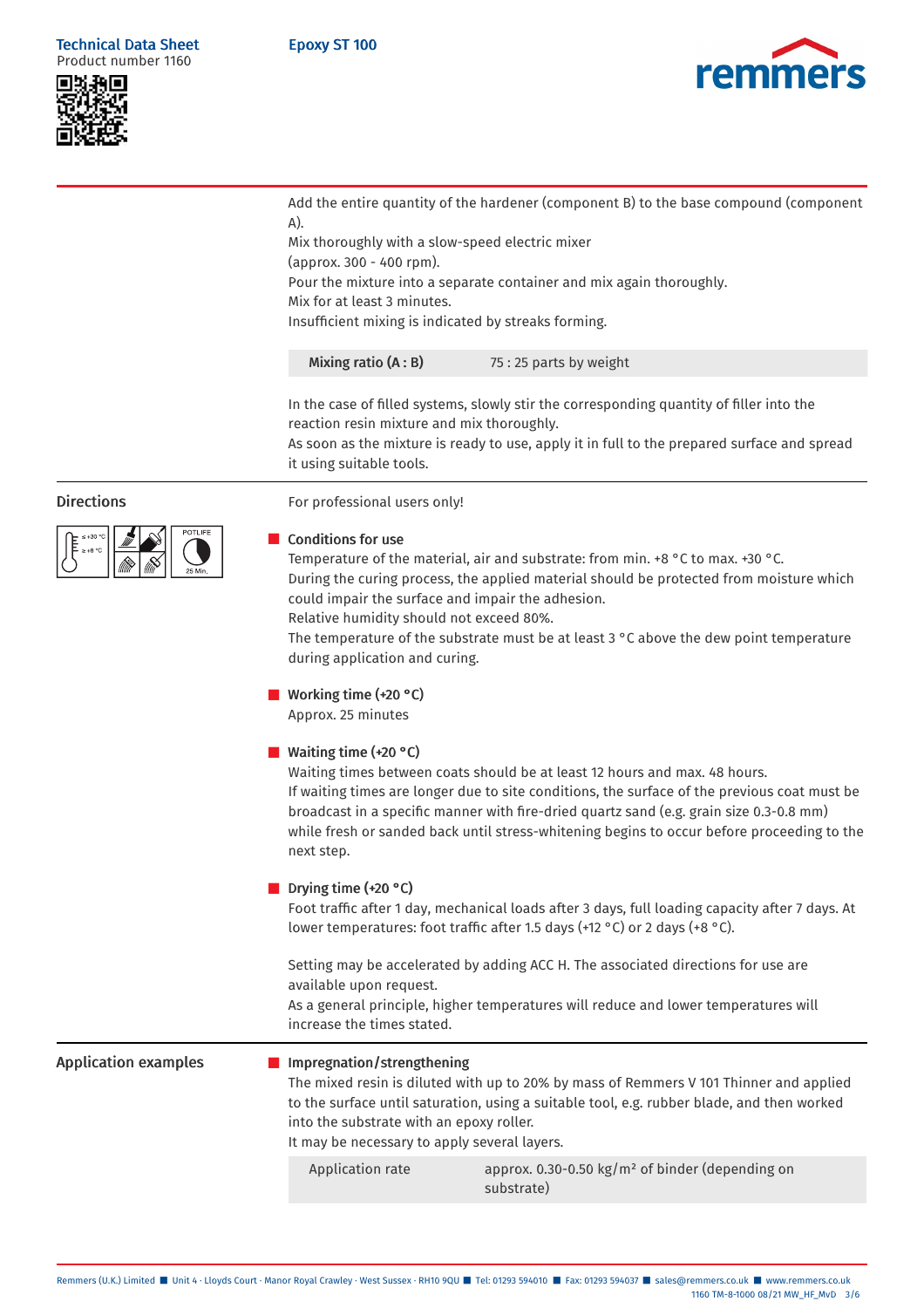Add the entire quantity of the hardener (component B) to the base compound (component A).
Mix thoroughly with a slow-speed electric mixer
(approx. 300 - 400 rpm).
Pour the mixture into a separate container and mix again thoroughly.
Mix for at least 3 minutes.
Insufficient mixing is indicated by streaks forming.

| **Mixing ratio (A : B)** | 75 : 25 parts by weight |
|---|---|

In the case of filled systems, slowly stir the corresponding quantity of filler into the reaction resin mixture and mix thoroughly.
As soon as the mixture is ready to use, apply it in full to the prepared surface and spread it using suitable tools.

## Directions

For professional users only!

### Conditions for use

Temperature of the material, air and substrate: from min. +8 °C to max. +30 °C.
During the curing process, the applied material should be protected from moisture which could impair the surface and impair the adhesion.
Relative humidity should not exceed 80%.
The temperature of the substrate must be at least 3 °C above the dew point temperature during application and curing.

### Working time (+20 °C)

Approx. 25 minutes

### Waiting time (+20 °C)

Waiting times between coats should be at least 12 hours and max. 48 hours.
If waiting times are longer due to site conditions, the surface of the previous coat must be broadcast in a specific manner with fire-dried quartz sand (e.g. grain size 0.3-0.8 mm) while fresh or sanded back until stress-whitening begins to occur before proceeding to the next step.

### Drying time (+20 °C)

Foot traffic after 1 day, mechanical loads after 3 days, full loading capacity after 7 days. At lower temperatures: foot traffic after 1.5 days (+12 °C) or 2 days (+8 °C).

Setting may be accelerated by adding ACC H. The associated directions for use are available upon request.
As a general principle, higher temperatures will reduce and lower temperatures will increase the times stated.

## Application examples

### Impregnation/strengthening

The mixed resin is diluted with up to 20% by mass of Remmers V 101 Thinner and applied to the surface until saturation, using a suitable tool, e.g. rubber blade, and then worked into the substrate with an epoxy roller.
It may be necessary to apply several layers.

| Application rate | approx. 0.30-0.50 kg/m² of binder (depending on substrate) |
|---|---|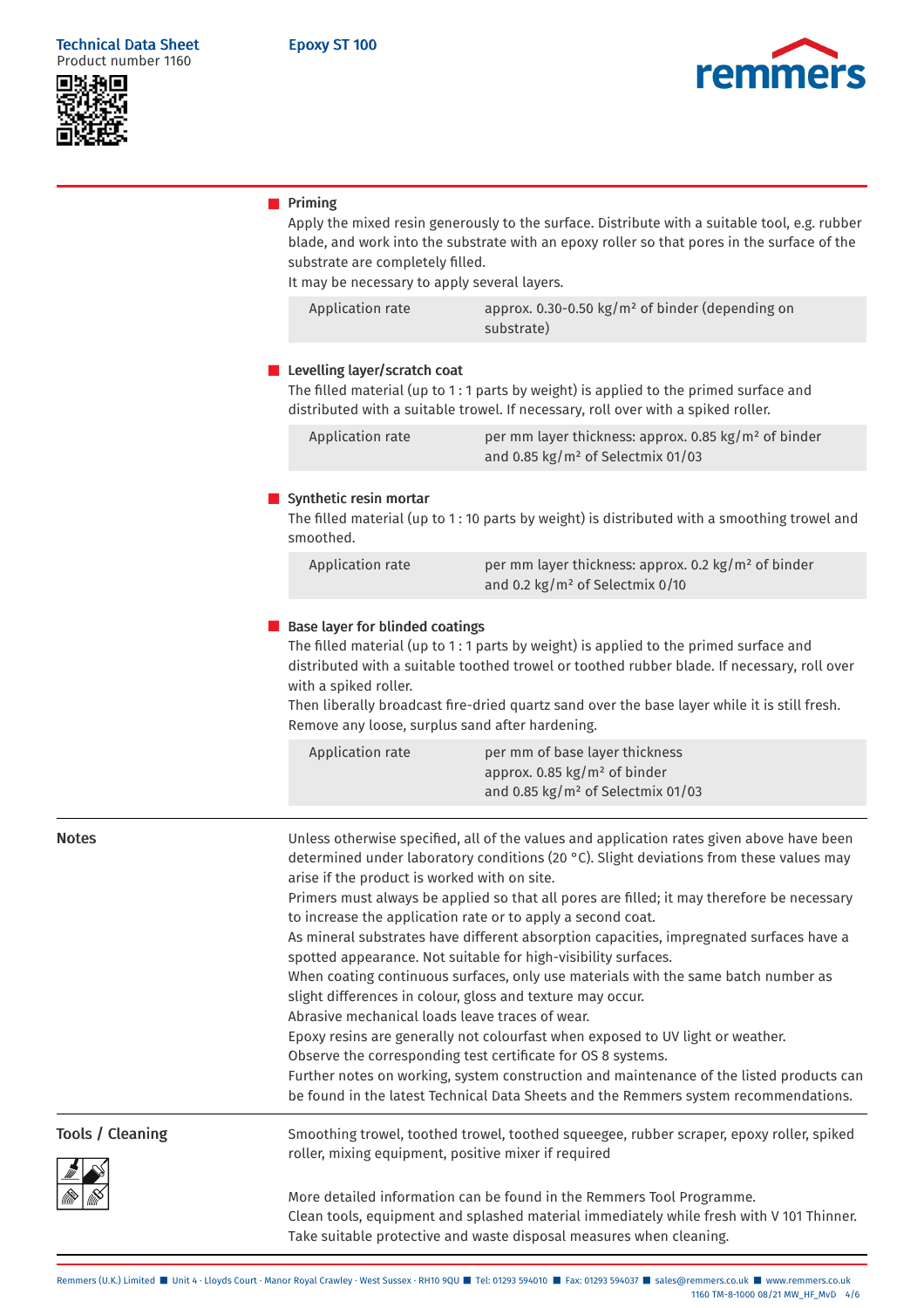### Priming

Apply the mixed resin generously to the surface. Distribute with a suitable tool, e.g. rubber blade, and work into the substrate with an epoxy roller so that pores in the surface of the substrate are completely filled.
It may be necessary to apply several layers.

| | |
|---|---|
| Application rate | approx. 0.30-0.50 kg/m² of binder (depending on substrate) |

### Levelling layer/scratch coat

The filled material (up to 1 : 1 parts by weight) is applied to the primed surface and distributed with a suitable trowel. If necessary, roll over with a spiked roller.

| | |
|---|---|
| Application rate | per mm layer thickness: approx. 0.85 kg/m² of binder and 0.85 kg/m² of Selectmix 01/03 |

### Synthetic resin mortar

The filled material (up to 1 : 10 parts by weight) is distributed with a smoothing trowel and smoothed.

| | |
|---|---|
| Application rate | per mm layer thickness: approx. 0.2 kg/m² of binder and 0.2 kg/m² of Selectmix 0/10 |

### Base layer for blinded coatings

The filled material (up to 1 : 1 parts by weight) is applied to the primed surface and distributed with a suitable toothed trowel or toothed rubber blade. If necessary, roll over with a spiked roller.
Then liberally broadcast fire-dried quartz sand over the base layer while it is still fresh. Remove any loose, surplus sand after hardening.

| | |
|---|---|
| Application rate | per mm of base layer thickness approx. 0.85 kg/m² of binder and 0.85 kg/m² of Selectmix 01/03 |

## Notes

Unless otherwise specified, all of the values and application rates given above have been determined under laboratory conditions (20 °C). Slight deviations from these values may arise if the product is worked with on site.
Primers must always be applied so that all pores are filled; it may therefore be necessary to increase the application rate or to apply a second coat.
As mineral substrates have different absorption capacities, impregnated surfaces have a spotted appearance. Not suitable for high-visibility surfaces.
When coating continuous surfaces, only use materials with the same batch number as slight differences in colour, gloss and texture may occur.
Abrasive mechanical loads leave traces of wear.
Epoxy resins are generally not colourfast when exposed to UV light or weather.
Observe the corresponding test certificate for OS 8 systems.
Further notes on working, system construction and maintenance of the listed products can be found in the latest Technical Data Sheets and the Remmers system recommendations.

## Tools / Cleaning

Smoothing trowel, toothed trowel, toothed squeegee, rubber scraper, epoxy roller, spiked roller, mixing equipment, positive mixer if required

More detailed information can be found in the Remmers Tool Programme.
Clean tools, equipment and splashed material immediately while fresh with V 101 Thinner.
Take suitable protective and waste disposal measures when cleaning.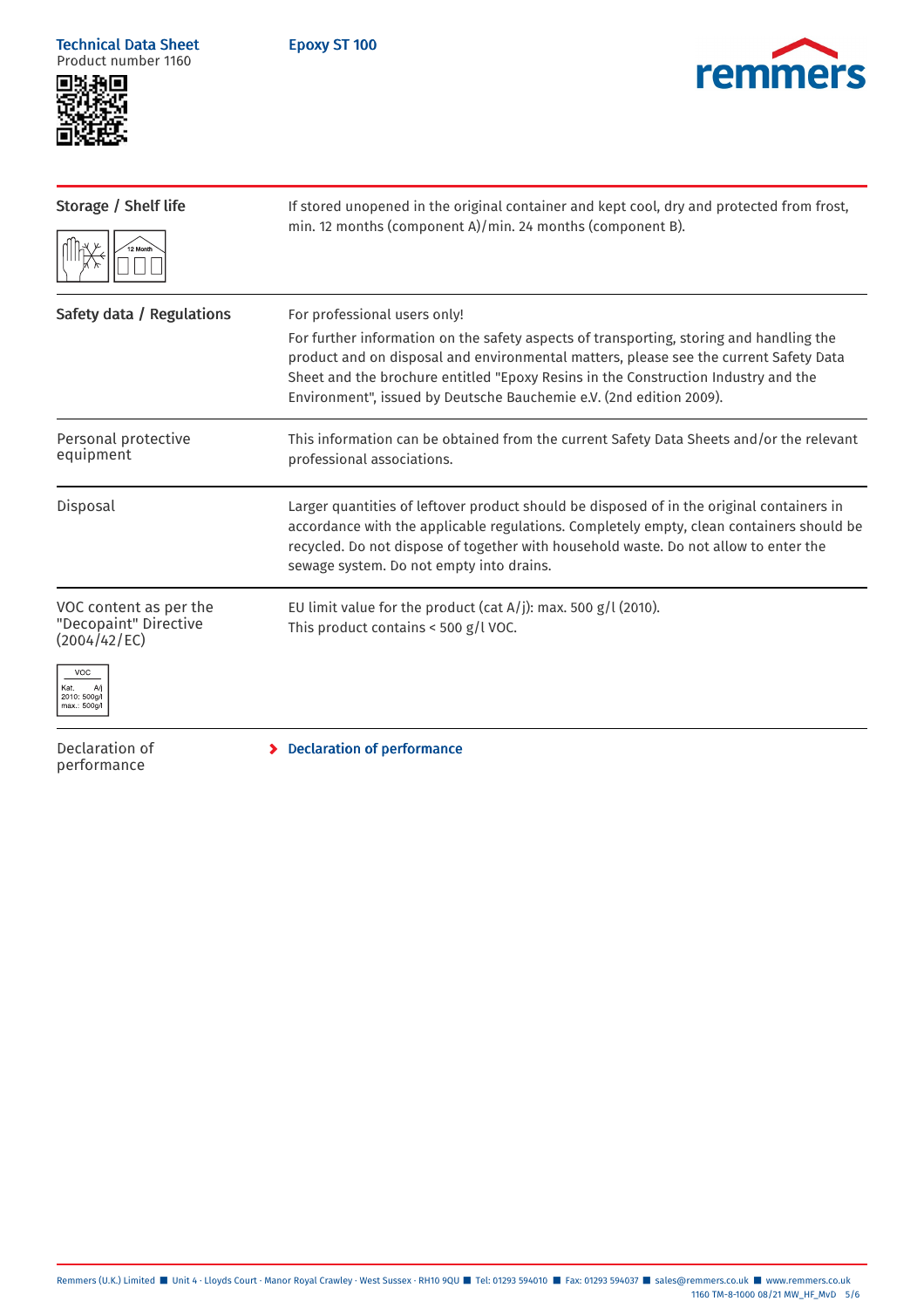| | |
|---|---|
| **Storage / Shelf life** | If stored unopened in the original container and kept cool, dry and protected from frost, min. 12 months (component A)/min. 24 months (component B). |
| **Safety data / Regulations** | For professional users only!<br>For further information on the safety aspects of transporting, storing and handling the product and on disposal and environmental matters, please see the current Safety Data Sheet and the brochure entitled "Epoxy Resins in the Construction Industry and the Environment", issued by Deutsche Bauchemie e.V. (2nd edition 2009). |
| Personal protective equipment | This information can be obtained from the current Safety Data Sheets and/or the relevant professional associations. |
| Disposal | Larger quantities of leftover product should be disposed of in the original containers in accordance with the applicable regulations. Completely empty, clean containers should be recycled. Do not dispose of together with household waste. Do not allow to enter the sewage system. Do not empty into drains. |
| VOC content as per the "Decopaint" Directive (2004/42/EC) | EU limit value for the product (cat A/j): max. 500 g/l (2010).<br>This product contains < 500 g/l VOC. |
| Declaration of performance | Declaration of performance |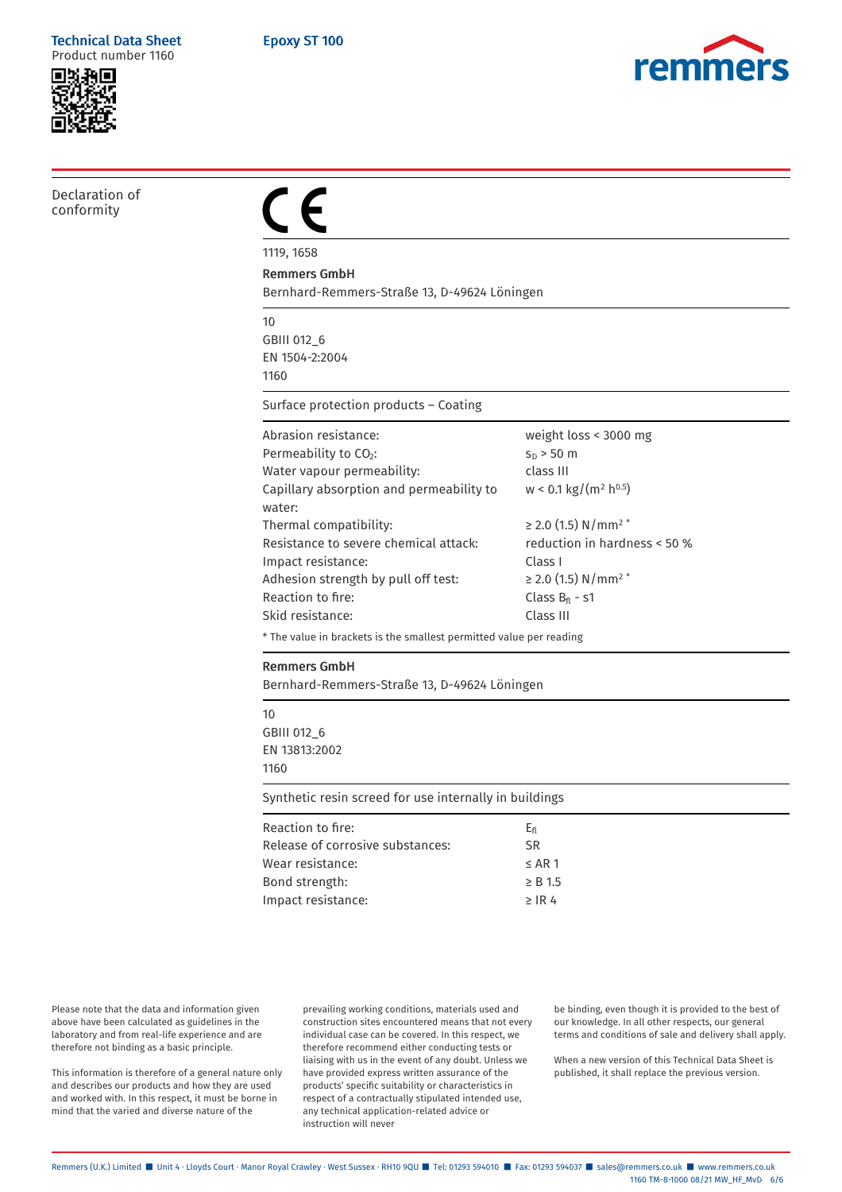Declaration of conformity

CE

1119, 1658

**Remmers GmbH**

Bernhard-Remmers-Straße 13, D-49624 Löningen

10
GBIII 012_6
EN 1504-2:2004
1160

Surface protection products – Coating

| | |
|---|---|
| Abrasion resistance: | weight loss < 3000 mg |
| Permeability to $CO_2$: | $s_D$ > 50 m |
| Water vapour permeability: | class III |
| Capillary absorption and permeability to water: | w < 0.1 kg/(m² $h^{0.5}$) |
| Thermal compatibility: | ≥ 2.0 (1.5) N/mm² * |
| Resistance to severe chemical attack: | reduction in hardness < 50 % |
| Impact resistance: | Class I |
| Adhesion strength by pull off test: | ≥ 2.0 (1.5) N/mm² * |
| Reaction to fire: | Class $B_{fl}$ - s1 |
| Skid resistance: | Class III |

* The value in brackets is the smallest permitted value per reading

**Remmers GmbH**

Bernhard-Remmers-Straße 13, D-49624 Löningen

10
GBIII 012_6
EN 13813:2002
1160

Synthetic resin screed for use internally in buildings

| | |
|---|---|
| Reaction to fire: | $E_{fl}$ |
| Release of corrosive substances: | SR |
| Wear resistance: | ≤ AR 1 |
| Bond strength: | ≥ B 1.5 |
| Impact resistance: | ≥ IR 4 |

Please note that the data and information given above have been calculated as guidelines in the laboratory and from real-life experience and are therefore not binding as a basic principle.

This information is therefore of a general nature only and describes our products and how they are used and worked with. In this respect, it must be borne in mind that the varied and diverse nature of the prevailing working conditions, materials used and construction sites encountered means that not every individual case can be covered. In this respect, we therefore recommend either conducting tests or liaising with us in the event of any doubt. Unless we have provided express written assurance of the products' specific suitability or characteristics in respect of a contractually stipulated intended use, any technical application-related advice or instruction will never be binding, even though it is provided to the best of our knowledge. In all other respects, our general terms and conditions of sale and delivery shall apply.

When a new version of this Technical Data Sheet is published, it shall replace the previous version.